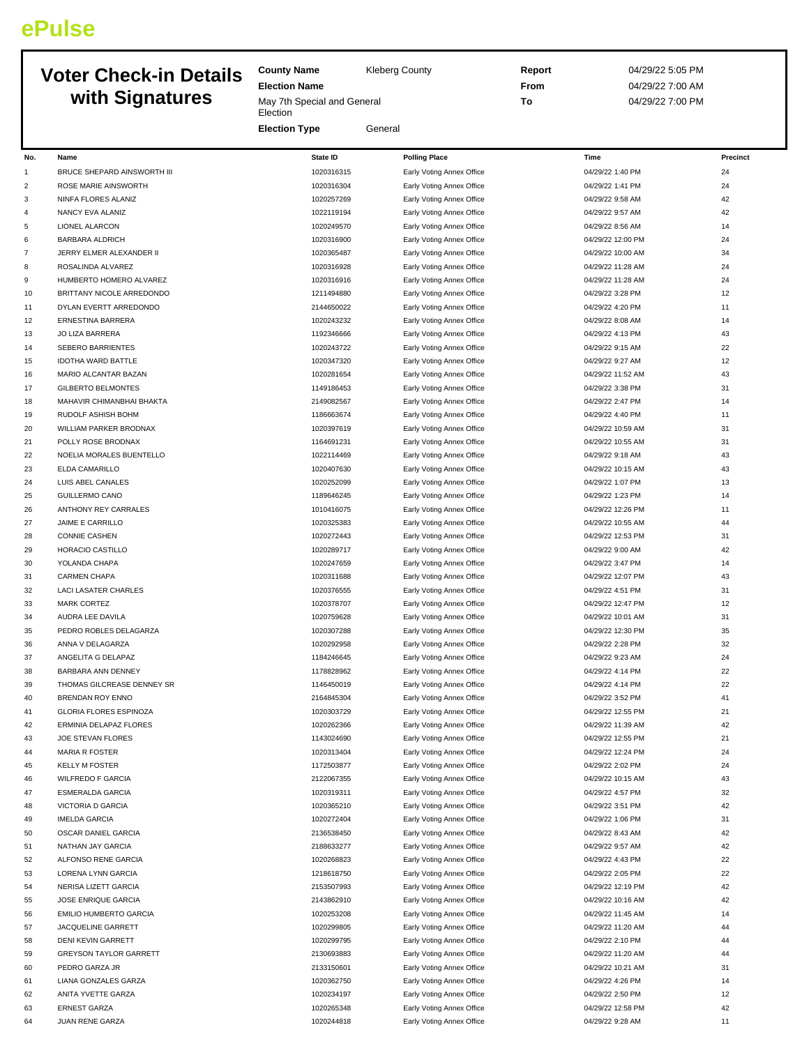**ePulse**

# Voter Check-in Details with Signatures

| | | | |
|---|---|---|---|
| **County Name** | Kleberg County | **Report** | 04/29/22 5:05 PM |
| **Election Name** | | **From** | 04/29/22 7:00 AM |
| May 7th Special and General Election | | **To** | 04/29/22 7:00 PM |
| **Election Type** | General | | |

| No. | Name | State ID | Polling Place | Time | Precinct |
|---|---|---|---|---|---|
| 1 | BRUCE SHEPARD AINSWORTH III | 1020316315 | Early Voting Annex Office | 04/29/22 1:40 PM | 24 |
| 2 | ROSE MARIE AINSWORTH | 1020316304 | Early Voting Annex Office | 04/29/22 1:41 PM | 24 |
| 3 | NINFA FLORES ALANIZ | 1020257269 | Early Voting Annex Office | 04/29/22 9:58 AM | 42 |
| 4 | NANCY EVA ALANIZ | 1022119194 | Early Voting Annex Office | 04/29/22 9:57 AM | 42 |
| 5 | LIONEL ALARCON | 1020249570 | Early Voting Annex Office | 04/29/22 8:56 AM | 14 |
| 6 | BARBARA ALDRICH | 1020316900 | Early Voting Annex Office | 04/29/22 12:00 PM | 24 |
| 7 | JERRY ELMER ALEXANDER II | 1020365487 | Early Voting Annex Office | 04/29/22 10:00 AM | 34 |
| 8 | ROSALINDA ALVAREZ | 1020316928 | Early Voting Annex Office | 04/29/22 11:28 AM | 24 |
| 9 | HUMBERTO HOMERO ALVAREZ | 1020316916 | Early Voting Annex Office | 04/29/22 11:28 AM | 24 |
| 10 | BRITTANY NICOLE ARREDONDO | 1211494880 | Early Voting Annex Office | 04/29/22 3:28 PM | 12 |
| 11 | DYLAN EVERTT ARREDONDO | 2144650022 | Early Voting Annex Office | 04/29/22 4:20 PM | 11 |
| 12 | ERNESTINA BARRERA | 1020243232 | Early Voting Annex Office | 04/29/22 8:08 AM | 14 |
| 13 | JO LIZA BARRERA | 1192346666 | Early Voting Annex Office | 04/29/22 4:13 PM | 43 |
| 14 | SEBERO BARRIENTES | 1020243722 | Early Voting Annex Office | 04/29/22 9:15 AM | 22 |
| 15 | IDOTHA WARD BATTLE | 1020347320 | Early Voting Annex Office | 04/29/22 9:27 AM | 12 |
| 16 | MARIO ALCANTAR BAZAN | 1020281654 | Early Voting Annex Office | 04/29/22 11:52 AM | 43 |
| 17 | GILBERTO BELMONTES | 1149186453 | Early Voting Annex Office | 04/29/22 3:38 PM | 31 |
| 18 | MAHAVIR CHIMANBHAI BHAKTA | 2149082567 | Early Voting Annex Office | 04/29/22 2:47 PM | 14 |
| 19 | RUDOLF ASHISH BOHM | 1186663674 | Early Voting Annex Office | 04/29/22 4:40 PM | 11 |
| 20 | WILLIAM PARKER BRODNAX | 1020397619 | Early Voting Annex Office | 04/29/22 10:59 AM | 31 |
| 21 | POLLY ROSE BRODNAX | 1164691231 | Early Voting Annex Office | 04/29/22 10:55 AM | 31 |
| 22 | NOELIA MORALES BUENTELLO | 1022114469 | Early Voting Annex Office | 04/29/22 9:18 AM | 43 |
| 23 | ELDA CAMARILLO | 1020407630 | Early Voting Annex Office | 04/29/22 10:15 AM | 43 |
| 24 | LUIS ABEL CANALES | 1020252099 | Early Voting Annex Office | 04/29/22 1:07 PM | 13 |
| 25 | GUILLERMO CANO | 1189646245 | Early Voting Annex Office | 04/29/22 1:23 PM | 14 |
| 26 | ANTHONY REY CARRALES | 1010416075 | Early Voting Annex Office | 04/29/22 12:26 PM | 11 |
| 27 | JAIME E CARRILLO | 1020325383 | Early Voting Annex Office | 04/29/22 10:55 AM | 44 |
| 28 | CONNIE CASHEN | 1020272443 | Early Voting Annex Office | 04/29/22 12:53 PM | 31 |
| 29 | HORACIO CASTILLO | 1020289717 | Early Voting Annex Office | 04/29/22 9:00 AM | 42 |
| 30 | YOLANDA CHAPA | 1020247659 | Early Voting Annex Office | 04/29/22 3:47 PM | 14 |
| 31 | CARMEN CHAPA | 1020311688 | Early Voting Annex Office | 04/29/22 12:07 PM | 43 |
| 32 | LACI LASATER CHARLES | 1020376555 | Early Voting Annex Office | 04/29/22 4:51 PM | 31 |
| 33 | MARK CORTEZ | 1020378707 | Early Voting Annex Office | 04/29/22 12:47 PM | 12 |
| 34 | AUDRA LEE DAVILA | 1020759628 | Early Voting Annex Office | 04/29/22 10:01 AM | 31 |
| 35 | PEDRO ROBLES DELAGARZA | 1020307288 | Early Voting Annex Office | 04/29/22 12:30 PM | 35 |
| 36 | ANNA V DELAGARZA | 1020292958 | Early Voting Annex Office | 04/29/22 2:28 PM | 32 |
| 37 | ANGELITA G DELAPAZ | 1184246645 | Early Voting Annex Office | 04/29/22 9:23 AM | 24 |
| 38 | BARBARA ANN DENNEY | 1178828962 | Early Voting Annex Office | 04/29/22 4:14 PM | 22 |
| 39 | THOMAS GILCREASE DENNEY SR | 1146450019 | Early Voting Annex Office | 04/29/22 4:14 PM | 22 |
| 40 | BRENDAN ROY ENNO | 2164845304 | Early Voting Annex Office | 04/29/22 3:52 PM | 41 |
| 41 | GLORIA FLORES ESPINOZA | 1020303729 | Early Voting Annex Office | 04/29/22 12:55 PM | 21 |
| 42 | ERMINIA DELAPAZ FLORES | 1020262366 | Early Voting Annex Office | 04/29/22 11:39 AM | 42 |
| 43 | JOE STEVAN FLORES | 1143024690 | Early Voting Annex Office | 04/29/22 12:55 PM | 21 |
| 44 | MARIA R FOSTER | 1020313404 | Early Voting Annex Office | 04/29/22 12:24 PM | 24 |
| 45 | KELLY M FOSTER | 1172503877 | Early Voting Annex Office | 04/29/22 2:02 PM | 24 |
| 46 | WILFREDO F GARCIA | 2122067355 | Early Voting Annex Office | 04/29/22 10:15 AM | 43 |
| 47 | ESMERALDA GARCIA | 1020319311 | Early Voting Annex Office | 04/29/22 4:57 PM | 32 |
| 48 | VICTORIA D GARCIA | 1020365210 | Early Voting Annex Office | 04/29/22 3:51 PM | 42 |
| 49 | IMELDA GARCIA | 1020272404 | Early Voting Annex Office | 04/29/22 1:06 PM | 31 |
| 50 | OSCAR DANIEL GARCIA | 2136538450 | Early Voting Annex Office | 04/29/22 8:43 AM | 42 |
| 51 | NATHAN JAY GARCIA | 2188633277 | Early Voting Annex Office | 04/29/22 9:57 AM | 42 |
| 52 | ALFONSO RENE GARCIA | 1020268823 | Early Voting Annex Office | 04/29/22 4:43 PM | 22 |
| 53 | LORENA LYNN GARCIA | 1218618750 | Early Voting Annex Office | 04/29/22 2:05 PM | 22 |
| 54 | NERISA LIZETT GARCIA | 2153507993 | Early Voting Annex Office | 04/29/22 12:19 PM | 42 |
| 55 | JOSE ENRIQUE GARCIA | 2143862910 | Early Voting Annex Office | 04/29/22 10:16 AM | 42 |
| 56 | EMILIO HUMBERTO GARCIA | 1020253208 | Early Voting Annex Office | 04/29/22 11:45 AM | 14 |
| 57 | JACQUELINE GARRETT | 1020299805 | Early Voting Annex Office | 04/29/22 11:20 AM | 44 |
| 58 | DENI KEVIN GARRETT | 1020299795 | Early Voting Annex Office | 04/29/22 2:10 PM | 44 |
| 59 | GREYSON TAYLOR GARRETT | 2130693883 | Early Voting Annex Office | 04/29/22 11:20 AM | 44 |
| 60 | PEDRO GARZA JR | 2133150601 | Early Voting Annex Office | 04/29/22 10:21 AM | 31 |
| 61 | LIANA GONZALES GARZA | 1020362750 | Early Voting Annex Office | 04/29/22 4:26 PM | 14 |
| 62 | ANITA YVETTE GARZA | 1020234197 | Early Voting Annex Office | 04/29/22 2:50 PM | 12 |
| 63 | ERNEST GARZA | 1020265348 | Early Voting Annex Office | 04/29/22 12:58 PM | 42 |
| 64 | JUAN RENE GARZA | 1020244818 | Early Voting Annex Office | 04/29/22 9:28 AM | 11 |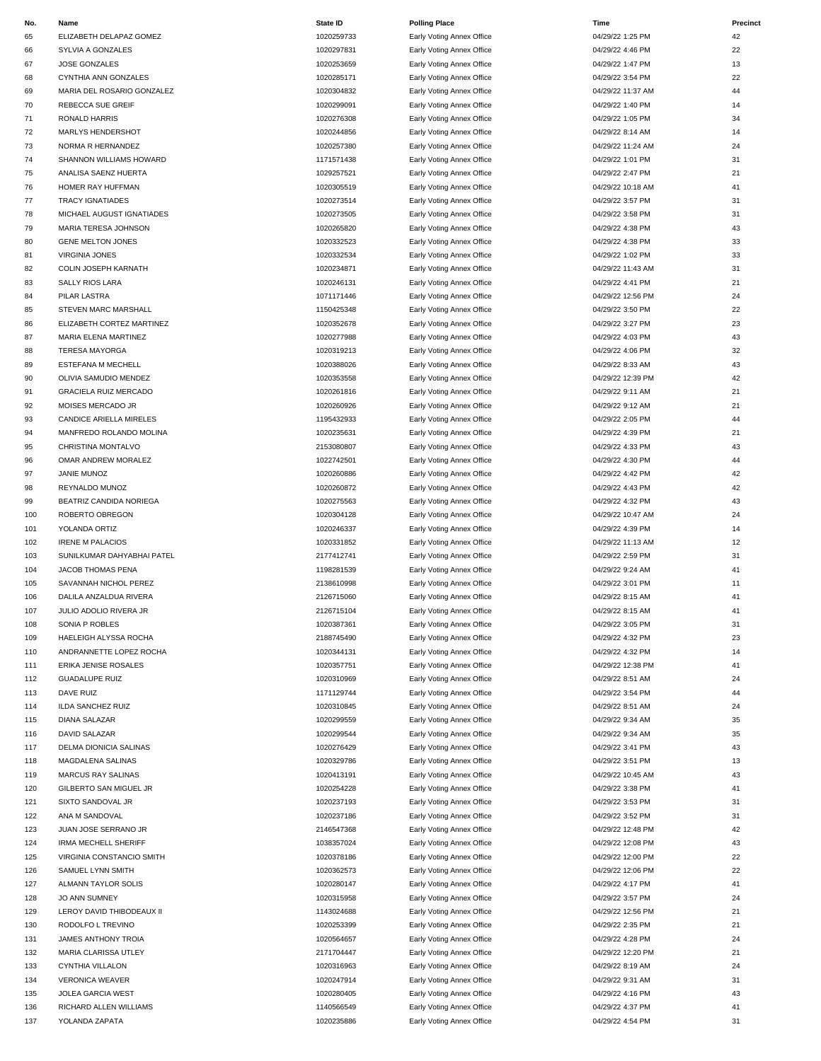| No. | Name | State ID | Polling Place | Time | Precinct |
|---|---|---|---|---|---|
| 65 | ELIZABETH DELAPAZ GOMEZ | 1020259733 | Early Voting Annex Office | 04/29/22 1:25 PM | 42 |
| 66 | SYLVIA A GONZALES | 1020297831 | Early Voting Annex Office | 04/29/22 4:46 PM | 22 |
| 67 | JOSE GONZALES | 1020253659 | Early Voting Annex Office | 04/29/22 1:47 PM | 13 |
| 68 | CYNTHIA ANN GONZALES | 1020285171 | Early Voting Annex Office | 04/29/22 3:54 PM | 22 |
| 69 | MARIA DEL ROSARIO GONZALEZ | 1020304832 | Early Voting Annex Office | 04/29/22 11:37 AM | 44 |
| 70 | REBECCA SUE GREIF | 1020299091 | Early Voting Annex Office | 04/29/22 1:40 PM | 14 |
| 71 | RONALD HARRIS | 1020276308 | Early Voting Annex Office | 04/29/22 1:05 PM | 34 |
| 72 | MARLYS HENDERSHOT | 1020244856 | Early Voting Annex Office | 04/29/22 8:14 AM | 14 |
| 73 | NORMA R HERNANDEZ | 1020257380 | Early Voting Annex Office | 04/29/22 11:24 AM | 24 |
| 74 | SHANNON WILLIAMS HOWARD | 1171571438 | Early Voting Annex Office | 04/29/22 1:01 PM | 31 |
| 75 | ANALISA SAENZ HUERTA | 1029257521 | Early Voting Annex Office | 04/29/22 2:47 PM | 21 |
| 76 | HOMER RAY HUFFMAN | 1020305519 | Early Voting Annex Office | 04/29/22 10:18 AM | 41 |
| 77 | TRACY IGNATIADES | 1020273514 | Early Voting Annex Office | 04/29/22 3:57 PM | 31 |
| 78 | MICHAEL AUGUST IGNATIADES | 1020273505 | Early Voting Annex Office | 04/29/22 3:58 PM | 31 |
| 79 | MARIA TERESA JOHNSON | 1020265820 | Early Voting Annex Office | 04/29/22 4:38 PM | 43 |
| 80 | GENE MELTON JONES | 1020332523 | Early Voting Annex Office | 04/29/22 4:38 PM | 33 |
| 81 | VIRGINIA JONES | 1020332534 | Early Voting Annex Office | 04/29/22 1:02 PM | 33 |
| 82 | COLIN JOSEPH KARNATH | 1020234871 | Early Voting Annex Office | 04/29/22 11:43 AM | 31 |
| 83 | SALLY RIOS LARA | 1020246131 | Early Voting Annex Office | 04/29/22 4:41 PM | 21 |
| 84 | PILAR LASTRA | 1071171446 | Early Voting Annex Office | 04/29/22 12:56 PM | 24 |
| 85 | STEVEN MARC MARSHALL | 1150425348 | Early Voting Annex Office | 04/29/22 3:50 PM | 22 |
| 86 | ELIZABETH CORTEZ MARTINEZ | 1020352678 | Early Voting Annex Office | 04/29/22 3:27 PM | 23 |
| 87 | MARIA ELENA MARTINEZ | 1020277988 | Early Voting Annex Office | 04/29/22 4:03 PM | 43 |
| 88 | TERESA MAYORGA | 1020319213 | Early Voting Annex Office | 04/29/22 4:06 PM | 32 |
| 89 | ESTEFANA M MECHELL | 1020388026 | Early Voting Annex Office | 04/29/22 8:33 AM | 43 |
| 90 | OLIVIA SAMUDIO MENDEZ | 1020353558 | Early Voting Annex Office | 04/29/22 12:39 PM | 42 |
| 91 | GRACIELA RUIZ MERCADO | 1020261816 | Early Voting Annex Office | 04/29/22 9:11 AM | 21 |
| 92 | MOISES MERCADO JR | 1020260926 | Early Voting Annex Office | 04/29/22 9:12 AM | 21 |
| 93 | CANDICE ARIELLA MIRELES | 1195432933 | Early Voting Annex Office | 04/29/22 2:05 PM | 44 |
| 94 | MANFREDO ROLANDO MOLINA | 1020235631 | Early Voting Annex Office | 04/29/22 4:39 PM | 21 |
| 95 | CHRISTINA MONTALVO | 2153080807 | Early Voting Annex Office | 04/29/22 4:33 PM | 43 |
| 96 | OMAR ANDREW MORALEZ | 1022742501 | Early Voting Annex Office | 04/29/22 4:30 PM | 44 |
| 97 | JANIE MUNOZ | 1020260886 | Early Voting Annex Office | 04/29/22 4:42 PM | 42 |
| 98 | REYNALDO MUNOZ | 1020260872 | Early Voting Annex Office | 04/29/22 4:43 PM | 42 |
| 99 | BEATRIZ CANDIDA NORIEGA | 1020275563 | Early Voting Annex Office | 04/29/22 4:32 PM | 43 |
| 100 | ROBERTO OBREGON | 1020304128 | Early Voting Annex Office | 04/29/22 10:47 AM | 24 |
| 101 | YOLANDA ORTIZ | 1020246337 | Early Voting Annex Office | 04/29/22 4:39 PM | 14 |
| 102 | IRENE M PALACIOS | 1020331852 | Early Voting Annex Office | 04/29/22 11:13 AM | 12 |
| 103 | SUNILKUMAR DAHYABHAI PATEL | 2177412741 | Early Voting Annex Office | 04/29/22 2:59 PM | 31 |
| 104 | JACOB THOMAS PENA | 1198281539 | Early Voting Annex Office | 04/29/22 9:24 AM | 41 |
| 105 | SAVANNAH NICHOL PEREZ | 2138610998 | Early Voting Annex Office | 04/29/22 3:01 PM | 11 |
| 106 | DALILA ANZALDUA RIVERA | 2126715060 | Early Voting Annex Office | 04/29/22 8:15 AM | 41 |
| 107 | JULIO ADOLIO RIVERA JR | 2126715104 | Early Voting Annex Office | 04/29/22 8:15 AM | 41 |
| 108 | SONIA P ROBLES | 1020387361 | Early Voting Annex Office | 04/29/22 3:05 PM | 31 |
| 109 | HAELEIGH ALYSSA ROCHA | 2188745490 | Early Voting Annex Office | 04/29/22 4:32 PM | 23 |
| 110 | ANDRANNETTE LOPEZ ROCHA | 1020344131 | Early Voting Annex Office | 04/29/22 4:32 PM | 14 |
| 111 | ERIKA JENISE ROSALES | 1020357751 | Early Voting Annex Office | 04/29/22 12:38 PM | 41 |
| 112 | GUADALUPE RUIZ | 1020310969 | Early Voting Annex Office | 04/29/22 8:51 AM | 24 |
| 113 | DAVE RUIZ | 1171129744 | Early Voting Annex Office | 04/29/22 3:54 PM | 44 |
| 114 | ILDA SANCHEZ RUIZ | 1020310845 | Early Voting Annex Office | 04/29/22 8:51 AM | 24 |
| 115 | DIANA SALAZAR | 1020299559 | Early Voting Annex Office | 04/29/22 9:34 AM | 35 |
| 116 | DAVID SALAZAR | 1020299544 | Early Voting Annex Office | 04/29/22 9:34 AM | 35 |
| 117 | DELMA DIONICIA SALINAS | 1020276429 | Early Voting Annex Office | 04/29/22 3:41 PM | 43 |
| 118 | MAGDALENA SALINAS | 1020329786 | Early Voting Annex Office | 04/29/22 3:51 PM | 13 |
| 119 | MARCUS RAY SALINAS | 1020413191 | Early Voting Annex Office | 04/29/22 10:45 AM | 43 |
| 120 | GILBERTO SAN MIGUEL JR | 1020254228 | Early Voting Annex Office | 04/29/22 3:38 PM | 41 |
| 121 | SIXTO SANDOVAL JR | 1020237193 | Early Voting Annex Office | 04/29/22 3:53 PM | 31 |
| 122 | ANA M SANDOVAL | 1020237186 | Early Voting Annex Office | 04/29/22 3:52 PM | 31 |
| 123 | JUAN JOSE SERRANO JR | 2146547368 | Early Voting Annex Office | 04/29/22 12:48 PM | 42 |
| 124 | IRMA MECHELL SHERIFF | 1038357024 | Early Voting Annex Office | 04/29/22 12:08 PM | 43 |
| 125 | VIRGINIA CONSTANCIO SMITH | 1020378186 | Early Voting Annex Office | 04/29/22 12:00 PM | 22 |
| 126 | SAMUEL LYNN SMITH | 1020362573 | Early Voting Annex Office | 04/29/22 12:06 PM | 22 |
| 127 | ALMANN TAYLOR SOLIS | 1020280147 | Early Voting Annex Office | 04/29/22 4:17 PM | 41 |
| 128 | JO ANN SUMNEY | 1020315958 | Early Voting Annex Office | 04/29/22 3:57 PM | 24 |
| 129 | LEROY DAVID THIBODEAUX II | 1143024688 | Early Voting Annex Office | 04/29/22 12:56 PM | 21 |
| 130 | RODOLFO L TREVINO | 1020253399 | Early Voting Annex Office | 04/29/22 2:35 PM | 21 |
| 131 | JAMES ANTHONY TROIA | 1020564657 | Early Voting Annex Office | 04/29/22 4:28 PM | 24 |
| 132 | MARIA CLARISSA UTLEY | 2171704447 | Early Voting Annex Office | 04/29/22 12:20 PM | 21 |
| 133 | CYNTHIA VILLALON | 1020316963 | Early Voting Annex Office | 04/29/22 8:19 AM | 24 |
| 134 | VERONICA WEAVER | 1020247914 | Early Voting Annex Office | 04/29/22 9:31 AM | 31 |
| 135 | JOLEA GARCIA WEST | 1020280405 | Early Voting Annex Office | 04/29/22 4:16 PM | 43 |
| 136 | RICHARD ALLEN WILLIAMS | 1140566549 | Early Voting Annex Office | 04/29/22 4:37 PM | 41 |
| 137 | YOLANDA ZAPATA | 1020235886 | Early Voting Annex Office | 04/29/22 4:54 PM | 31 |